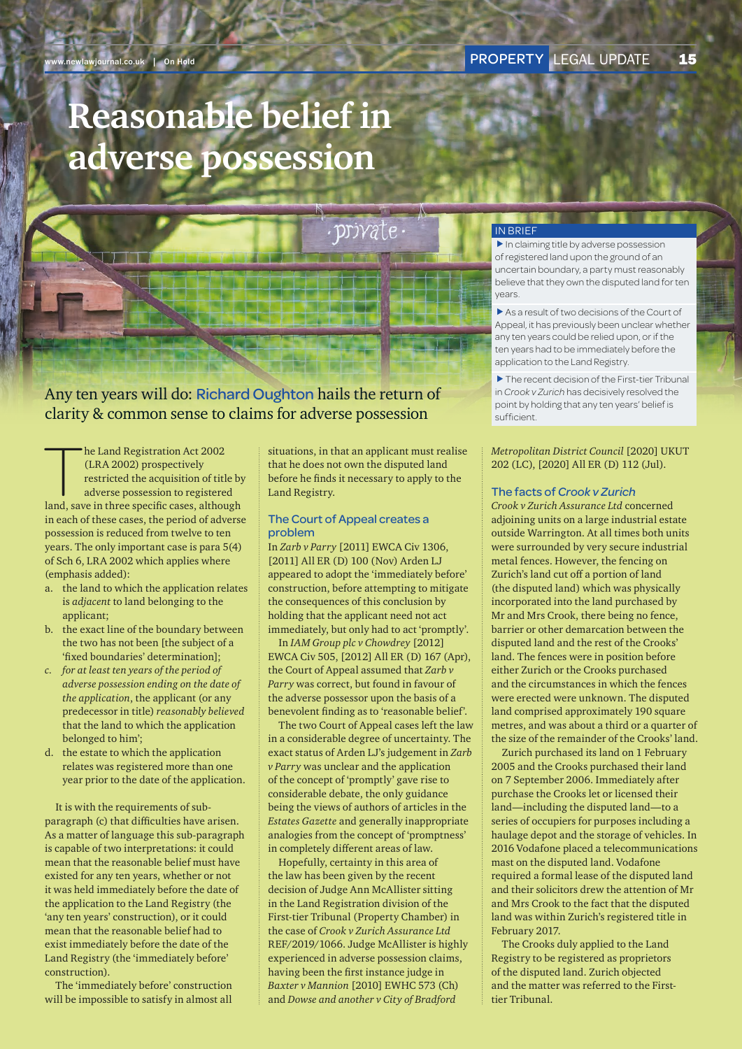# Reasonable belief in adverse possession

Any ten years will do: Richard Oughton hails the return of clarity & common sense to claims for adverse possession

> **IN BRIEF**
>
> - In claiming title by adverse possession of registered land upon the ground of an uncertain boundary, a party must reasonably believe that they own the disputed land for ten years.
> - As a result of two decisions of the Court of Appeal, it has previously been unclear whether any ten years could be relied upon, or if the ten years had to be immediately before the application to the Land Registry.
> - The recent decision of the First-tier Tribunal in *Crook v Zurich* has decisively resolved the point by holding that any ten years' belief is sufficient.

The Land Registration Act 2002 (LRA 2002) prospectively restricted the acquisition of title by adverse possession to registered land, save in three specific cases, although in each of these cases, the period of adverse possession is reduced from twelve to ten years. The only important case is para 5(4) of Sch 6, LRA 2002 which applies where (emphasis added):

a. the land to which the application relates is *adjacent* to land belonging to the applicant;
b. the exact line of the boundary between the two has not been [the subject of a 'fixed boundaries' determination];
c. *for at least ten years of the period of adverse possession ending on the date of the application*, the applicant (or any predecessor in title) *reasonably believed* that the land to which the application belonged to him';
d. the estate to which the application relates was registered more than one year prior to the date of the application.

It is with the requirements of sub-paragraph (c) that difficulties have arisen. As a matter of language this sub-paragraph is capable of two interpretations: it could mean that the reasonable belief must have existed for any ten years, whether or not it was held immediately before the date of the application to the Land Registry (the 'any ten years' construction), or it could mean that the reasonable belief had to exist immediately before the date of the Land Registry (the 'immediately before' construction).

The 'immediately before' construction will be impossible to satisfy in almost all situations, in that an applicant must realise that he does not own the disputed land before he finds it necessary to apply to the Land Registry.

## The Court of Appeal creates a problem

In *Zarb v Parry* [2011] EWCA Civ 1306, [2011] All ER (D) 100 (Nov) Arden LJ appeared to adopt the 'immediately before' construction, before attempting to mitigate the consequences of this conclusion by holding that the applicant need not act immediately, but only had to act 'promptly'.

In *IAM Group plc v Chowdrey* [2012] EWCA Civ 505, [2012] All ER (D) 167 (Apr), the Court of Appeal assumed that *Zarb v Parry* was correct, but found in favour of the adverse possessor upon the basis of a benevolent finding as to 'reasonable belief'.

The two Court of Appeal cases left the law in a considerable degree of uncertainty. The exact status of Arden LJ's judgement in *Zarb v Parry* was unclear and the application of the concept of 'promptly' gave rise to considerable debate, the only guidance being the views of authors of articles in the *Estates Gazette* and generally inappropriate analogies from the concept of 'promptness' in completely different areas of law.

Hopefully, certainty in this area of the law has been given by the recent decision of Judge Ann McAllister sitting in the Land Registration division of the First-tier Tribunal (Property Chamber) in the case of *Crook v Zurich Assurance Ltd* REF/2019/1066. Judge McAllister is highly experienced in adverse possession claims, having been the first instance judge in *Baxter v Mannion* [2010] EWHC 573 (Ch) and *Dowse and another v City of Bradford Metropolitan District Council* [2020] UKUT 202 (LC), [2020] All ER (D) 112 (Jul).

## The facts of *Crook v Zurich*

*Crook v Zurich Assurance Ltd* concerned adjoining units on a large industrial estate outside Warrington. At all times both units were surrounded by very secure industrial metal fences. However, the fencing on Zurich's land cut off a portion of land (the disputed land) which was physically incorporated into the land purchased by Mr and Mrs Crook, there being no fence, barrier or other demarcation between the disputed land and the rest of the Crooks' land. The fences were in position before either Zurich or the Crooks purchased and the circumstances in which the fences were erected were unknown. The disputed land comprised approximately 190 square metres, and was about a third or a quarter of the size of the remainder of the Crooks' land.

Zurich purchased its land on 1 February 2005 and the Crooks purchased their land on 7 September 2006. Immediately after purchase the Crooks let or licensed their land—including the disputed land—to a series of occupiers for purposes including a haulage depot and the storage of vehicles. In 2016 Vodafone placed a telecommunications mast on the disputed land. Vodafone required a formal lease of the disputed land and their solicitors drew the attention of Mr and Mrs Crook to the fact that the disputed land was within Zurich's registered title in February 2017.

The Crooks duly applied to the Land Registry to be registered as proprietors of the disputed land. Zurich objected and the matter was referred to the First-tier Tribunal.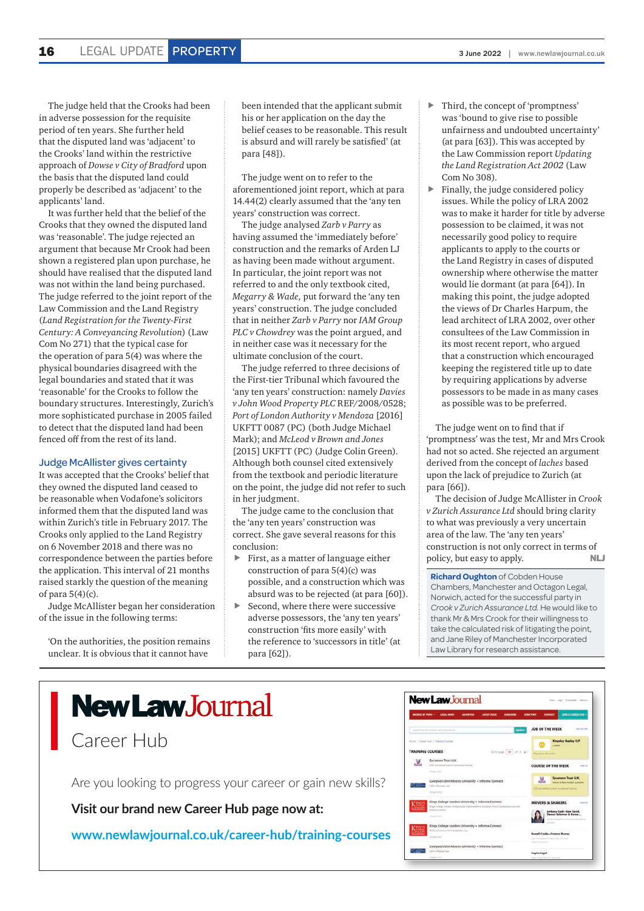The judge held that the Crooks had been in adverse possession for the requisite period of ten years. She further held that the disputed land was 'adjacent' to the Crooks' land within the restrictive approach of *Dowse v City of Bradford* upon the basis that the disputed land could properly be described as 'adjacent' to the applicants' land.

It was further held that the belief of the Crooks that they owned the disputed land was 'reasonable'. The judge rejected an argument that because Mr Crook had been shown a registered plan upon purchase, he should have realised that the disputed land was not within the land being purchased. The judge referred to the joint report of the Law Commission and the Land Registry (*Land Registration for the Twenty-First Century: A Conveyancing Revolution*) (Law Com No 271) that the typical case for the operation of para 5(4) was where the physical boundaries disagreed with the legal boundaries and stated that it was 'reasonable' for the Crooks to follow the boundary structures. Interestingly, Zurich's more sophisticated purchase in 2005 failed to detect that the disputed land had been fenced off from the rest of its land.

## Judge McAllister gives certainty

It was accepted that the Crooks' belief that they owned the disputed land ceased to be reasonable when Vodafone's solicitors informed them that the disputed land was within Zurich's title in February 2017. The Crooks only applied to the Land Registry on 6 November 2018 and there was no correspondence between the parties before the application. This interval of 21 months raised starkly the question of the meaning of para 5(4)(c).

Judge McAllister began her consideration of the issue in the following terms:

> 'On the authorities, the position remains unclear. It is obvious that it cannot have been intended that the applicant submit his or her application on the day the belief ceases to be reasonable. This result is absurd and will rarely be satisfied' (at para [48]).

The judge went on to refer to the aforementioned joint report, which at para 14.44(2) clearly assumed that the 'any ten years' construction was correct.

The judge analysed *Zarb v Parry* as having assumed the 'immediately before' construction and the remarks of Arden LJ as having been made without argument. In particular, the joint report was not referred to and the only textbook cited, *Megarry & Wade*, put forward the 'any ten years' construction. The judge concluded that in neither *Zarb v Parry* nor *IAM Group PLC v Chowdrey* was the point argued, and in neither case was it necessary for the ultimate conclusion of the court.

The judge referred to three decisions of the First-tier Tribunal which favoured the 'any ten years' construction: namely *Davies v John Wood Property PLC* REF/2008/0528; *Port of London Authority v Mendoza* [2016] UKFTT 0087 (PC) (both Judge Michael Mark); and *McLeod v Brown and Jones* [2015] UKFTT (PC) (Judge Colin Green). Although both counsel cited extensively from the textbook and periodic literature on the point, the judge did not refer to such in her judgment.

The judge came to the conclusion that the 'any ten years' construction was correct. She gave several reasons for this conclusion:

- First, as a matter of language either construction of para 5(4)(c) was possible, and a construction which was absurd was to be rejected (at para [60]).
- Second, where there were successive adverse possessors, the 'any ten years' construction 'fits more easily' with the reference to 'successors in title' (at para [62]).
- Third, the concept of 'promptness' was 'bound to give rise to possible unfairness and undoubted uncertainty' (at para [63]). This was accepted by the Law Commission report *Updating the Land Registration Act 2002* (Law Com No 308).
- Finally, the judge considered policy issues. While the policy of LRA 2002 was to make it harder for title by adverse possession to be claimed, it was not necessarily good policy to require applicants to apply to the courts or the Land Registry in cases of disputed ownership where otherwise the matter would lie dormant (at para [64]). In making this point, the judge adopted the views of Dr Charles Harpum, the lead architect of LRA 2002, over other consultees of the Law Commission in its most recent report, who argued that a construction which encouraged keeping the registered title up to date by requiring applications by adverse possessors to be made in as many cases as possible was to be preferred.

The judge went on to find that if 'promptness' was the test, Mr and Mrs Crook had not so acted. She rejected an argument derived from the concept of *laches* based upon the lack of prejudice to Zurich (at para [66]).

The decision of Judge McAllister in *Crook v Zurich Assurance Ltd* should bring clarity to what was previously a very uncertain area of the law. The 'any ten years' construction is not only correct in terms of policy, but easy to apply. NLJ

**Richard Oughton** of Cobden House Chambers, Manchester and Octagon Legal, Norwich, acted for the successful party in *Crook v Zurich Assurance Ltd*. He would like to thank Mr & Mrs Crook for their willingness to take the calculated risk of litigating the point, and Jane Riley of Manchester Incorporated Law Library for research assistance.

---

# NewLawJournal Career Hub

Are you looking to progress your career or gain new skills?

**Visit our brand new Career Hub page now at:**

**www.newlawjournal.co.uk/career-hub/training-courses**